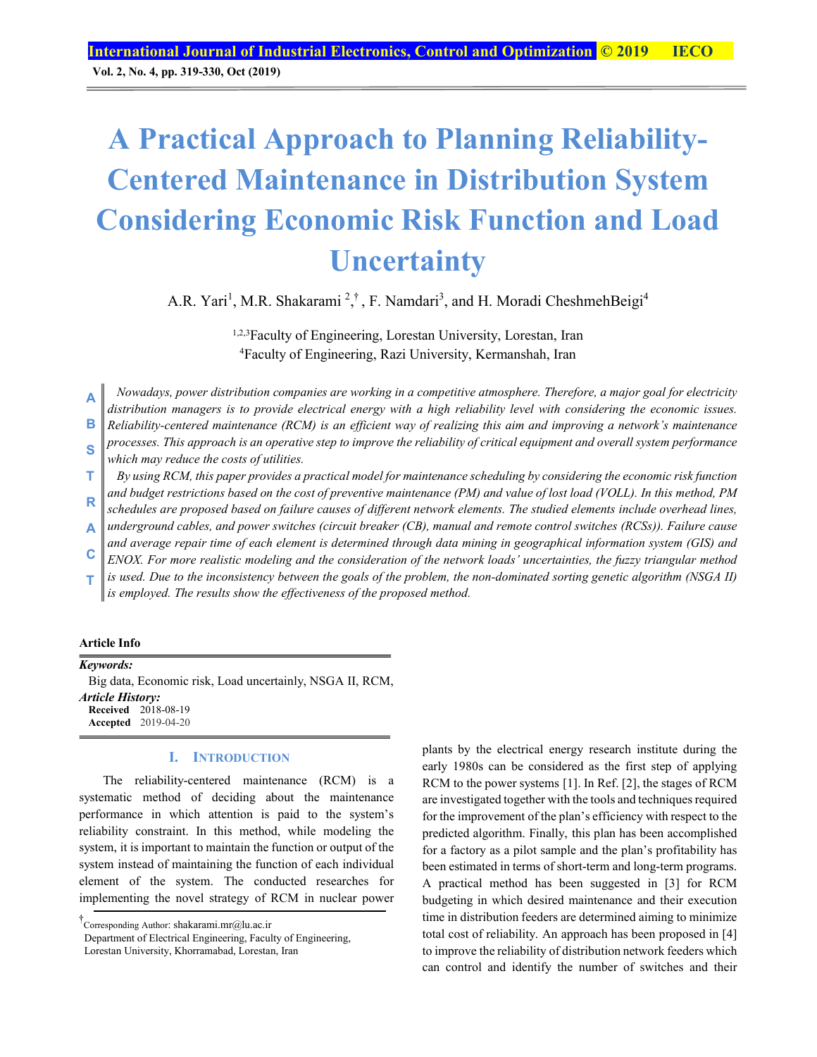# A Practical Approach to Planning Reliability-Centered Maintenance in Distribution System Considering Economic Risk Function and Load Uncertainty

A.R. Yari[1], M.R. Shakarami [2,†], F. Namdari[3], and H. Moradi CheshmehBeigi[4]

[1,2,3]Faculty of Engineering, Lorestan University, Lorestan, Iran
[4]Faculty of Engineering, Razi University, Kermanshah, Iran

**ABSTRACT**

*Nowadays, power distribution companies are working in a competitive atmosphere. Therefore, a major goal for electricity distribution managers is to provide electrical energy with a high reliability level with considering the economic issues. Reliability-centered maintenance (RCM) is an efficient way of realizing this aim and improving a network's maintenance processes. This approach is an operative step to improve the reliability of critical equipment and overall system performance which may reduce the costs of utilities.*

*By using RCM, this paper provides a practical model for maintenance scheduling by considering the economic risk function and budget restrictions based on the cost of preventive maintenance (PM) and value of lost load (VOLL). In this method, PM schedules are proposed based on failure causes of different network elements. The studied elements include overhead lines, underground cables, and power switches (circuit breaker (CB), manual and remote control switches (RCSs)). Failure cause and average repair time of each element is determined through data mining in geographical information system (GIS) and ENOX. For more realistic modeling and the consideration of the network loads' uncertainties, the fuzzy triangular method is used. Due to the inconsistency between the goals of the problem, the non-dominated sorting genetic algorithm (NSGA II) is employed. The results show the effectiveness of the proposed method.*

**Article Info**

***Keywords:***
Big data, Economic risk, Load uncertainly, NSGA II, RCM,

***Article History:***
**Received** 2018-08-19
**Accepted** 2019-04-20

## I. Introduction

The reliability-centered maintenance (RCM) is a systematic method of deciding about the maintenance performance in which attention is paid to the system's reliability constraint. In this method, while modeling the system, it is important to maintain the function or output of the system instead of maintaining the function of each individual element of the system. The conducted researches for implementing the novel strategy of RCM in nuclear power plants by the electrical energy research institute during the early 1980s can be considered as the first step of applying RCM to the power systems [1]. In Ref. [2], the stages of RCM are investigated together with the tools and techniques required for the improvement of the plan's efficiency with respect to the predicted algorithm. Finally, this plan has been accomplished for a factory as a pilot sample and the plan's profitability has been estimated in terms of short-term and long-term programs. A practical method has been suggested in [3] for RCM budgeting in which desired maintenance and their execution time in distribution feeders are determined aiming to minimize total cost of reliability. An approach has been proposed in [4] to improve the reliability of distribution network feeders which can control and identify the number of switches and their

†Corresponding Author: shakarami.mr@lu.ac.ir
Department of Electrical Engineering, Faculty of Engineering, Lorestan University, Khorramabad, Lorestan, Iran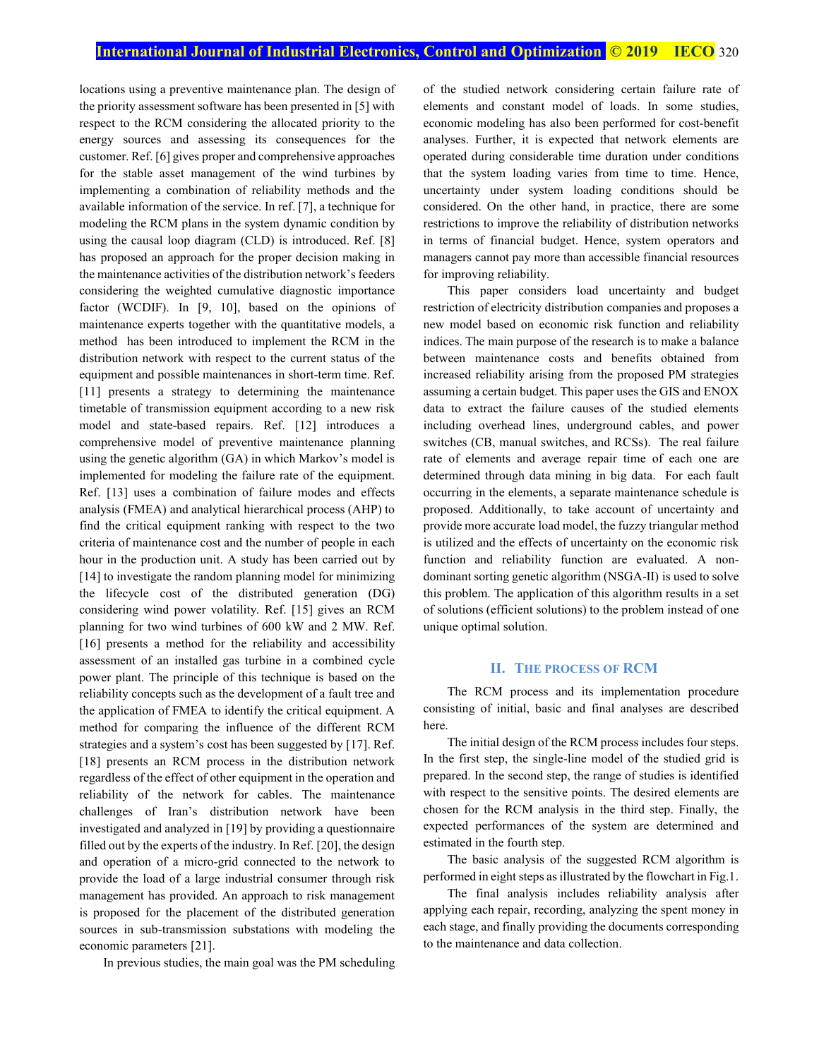locations using a preventive maintenance plan. The design of the priority assessment software has been presented in [5] with respect to the RCM considering the allocated priority to the energy sources and assessing its consequences for the customer. Ref. [6] gives proper and comprehensive approaches for the stable asset management of the wind turbines by implementing a combination of reliability methods and the available information of the service. In ref. [7], a technique for modeling the RCM plans in the system dynamic condition by using the causal loop diagram (CLD) is introduced. Ref. [8] has proposed an approach for the proper decision making in the maintenance activities of the distribution network's feeders considering the weighted cumulative diagnostic importance factor (WCDIF). In [9, 10], based on the opinions of maintenance experts together with the quantitative models, a method has been introduced to implement the RCM in the distribution network with respect to the current status of the equipment and possible maintenances in short-term time. Ref. [11] presents a strategy to determining the maintenance timetable of transmission equipment according to a new risk model and state-based repairs. Ref. [12] introduces a comprehensive model of preventive maintenance planning using the genetic algorithm (GA) in which Markov's model is implemented for modeling the failure rate of the equipment. Ref. [13] uses a combination of failure modes and effects analysis (FMEA) and analytical hierarchical process (AHP) to find the critical equipment ranking with respect to the two criteria of maintenance cost and the number of people in each hour in the production unit. A study has been carried out by [14] to investigate the random planning model for minimizing the lifecycle cost of the distributed generation (DG) considering wind power volatility. Ref. [15] gives an RCM planning for two wind turbines of 600 kW and 2 MW. Ref. [16] presents a method for the reliability and accessibility assessment of an installed gas turbine in a combined cycle power plant. The principle of this technique is based on the reliability concepts such as the development of a fault tree and the application of FMEA to identify the critical equipment. A method for comparing the influence of the different RCM strategies and a system's cost has been suggested by [17]. Ref. [18] presents an RCM process in the distribution network regardless of the effect of other equipment in the operation and reliability of the network for cables. The maintenance challenges of Iran's distribution network have been investigated and analyzed in [19] by providing a questionnaire filled out by the experts of the industry. In Ref. [20], the design and operation of a micro-grid connected to the network to provide the load of a large industrial consumer through risk management has provided. An approach to risk management is proposed for the placement of the distributed generation sources in sub-transmission substations with modeling the economic parameters [21].

In previous studies, the main goal was the PM scheduling of the studied network considering certain failure rate of elements and constant model of loads. In some studies, economic modeling has also been performed for cost-benefit analyses. Further, it is expected that network elements are operated during considerable time duration under conditions that the system loading varies from time to time. Hence, uncertainty under system loading conditions should be considered. On the other hand, in practice, there are some restrictions to improve the reliability of distribution networks in terms of financial budget. Hence, system operators and managers cannot pay more than accessible financial resources for improving reliability.

This paper considers load uncertainty and budget restriction of electricity distribution companies and proposes a new model based on economic risk function and reliability indices. The main purpose of the research is to make a balance between maintenance costs and benefits obtained from increased reliability arising from the proposed PM strategies assuming a certain budget. This paper uses the GIS and ENOX data to extract the failure causes of the studied elements including overhead lines, underground cables, and power switches (CB, manual switches, and RCSs). The real failure rate of elements and average repair time of each one are determined through data mining in big data. For each fault occurring in the elements, a separate maintenance schedule is proposed. Additionally, to take account of uncertainty and provide more accurate load model, the fuzzy triangular method is utilized and the effects of uncertainty on the economic risk function and reliability function are evaluated. A non-dominant sorting genetic algorithm (NSGA-II) is used to solve this problem. The application of this algorithm results in a set of solutions (efficient solutions) to the problem instead of one unique optimal solution.

## II. The Process of RCM

The RCM process and its implementation procedure consisting of initial, basic and final analyses are described here.

The initial design of the RCM process includes four steps. In the first step, the single-line model of the studied grid is prepared. In the second step, the range of studies is identified with respect to the sensitive points. The desired elements are chosen for the RCM analysis in the third step. Finally, the expected performances of the system are determined and estimated in the fourth step.

The basic analysis of the suggested RCM algorithm is performed in eight steps as illustrated by the flowchart in Fig.1.

The final analysis includes reliability analysis after applying each repair, recording, analyzing the spent money in each stage, and finally providing the documents corresponding to the maintenance and data collection.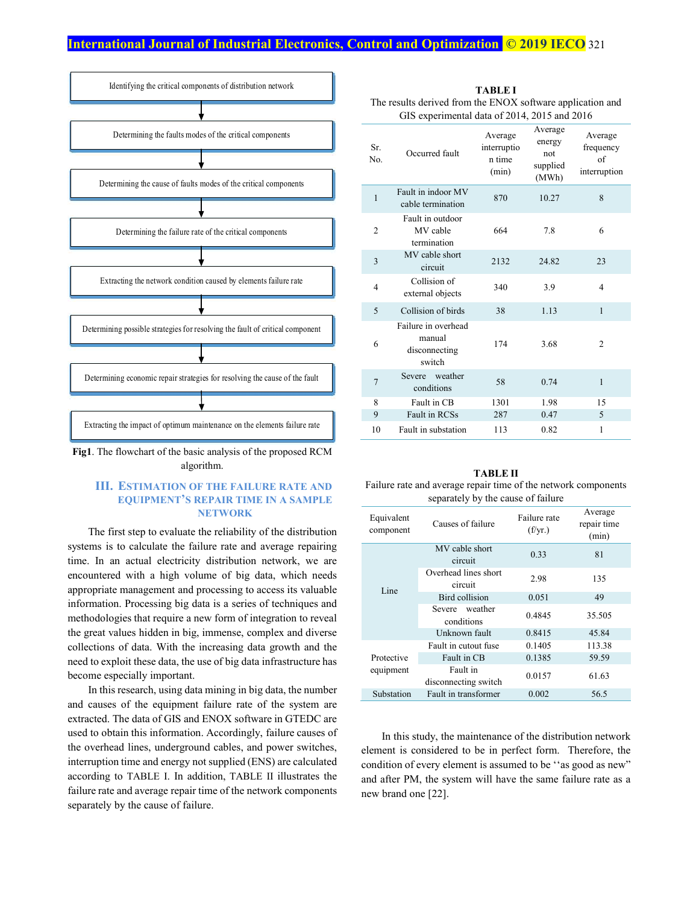Identifying the critical components of distribution network
↓
Determining the faults modes of the critical components
↓
Determining the cause of faults modes of the critical components
↓
Determining the failure rate of the critical components
↓
Extracting the network condition caused by elements failure rate
↓
Determining possible strategies for resolving the fault of critical component
↓
Determining economic repair strategies for resolving the cause of the fault
↓
Extracting the impact of optimum maintenance on the elements failure rate

**Fig1**. The flowchart of the basic analysis of the proposed RCM algorithm.

## III. Estimation of the Failure Rate and Equipment's Repair Time in a Sample Network

The first step to evaluate the reliability of the distribution systems is to calculate the failure rate and average repairing time. In an actual electricity distribution network, we are encountered with a high volume of big data, which needs appropriate management and processing to access its valuable information. Processing big data is a series of techniques and methodologies that require a new form of integration to reveal the great values hidden in big, immense, complex and diverse collections of data. With the increasing data growth and the need to exploit these data, the use of big data infrastructure has become especially important.

In this research, using data mining in big data, the number and causes of the equipment failure rate of the system are extracted. The data of GIS and ENOX software in GTEDC are used to obtain this information. Accordingly, failure causes of the overhead lines, underground cables, and power switches, interruption time and energy not supplied (ENS) are calculated according to TABLE I. In addition, TABLE II illustrates the failure rate and average repair time of the network components separately by the cause of failure.

**TABLE I**
The results derived from the ENOX software application and GIS experimental data of 2014, 2015 and 2016

| Sr. No. | Occurred fault | Average interruption time (min) | Average energy not supplied (MWh) | Average frequency of interruption |
|---|---|---|---|---|
| 1 | Fault in indoor MV cable termination | 870 | 10.27 | 8 |
| 2 | Fault in outdoor MV cable termination | 664 | 7.8 | 6 |
| 3 | MV cable short circuit | 2132 | 24.82 | 23 |
| 4 | Collision of external objects | 340 | 3.9 | 4 |
| 5 | Collision of birds | 38 | 1.13 | 1 |
| 6 | Failure in overhead manual disconnecting switch | 174 | 3.68 | 2 |
| 7 | Severe weather conditions | 58 | 0.74 | 1 |
| 8 | Fault in CB | 1301 | 1.98 | 15 |
| 9 | Fault in RCSs | 287 | 0.47 | 5 |
| 10 | Fault in substation | 113 | 0.82 | 1 |

**TABLE II**
Failure rate and average repair time of the network components separately by the cause of failure

| Equivalent component | Causes of failure | Failure rate (f/yr.) | Average repair time (min) |
|---|---|---|---|
| Line | MV cable short circuit | 0.33 | 81 |
| | Overhead lines short circuit | 2.98 | 135 |
| | Bird collision | 0.051 | 49 |
| | Severe weather conditions | 0.4845 | 35.505 |
| | Unknown fault | 0.8415 | 45.84 |
| Protective equipment | Fault in cutout fuse | 0.1405 | 113.38 |
| | Fault in CB | 0.1385 | 59.59 |
| | Fault in disconnecting switch | 0.0157 | 61.63 |
| Substation | Fault in transformer | 0.002 | 56.5 |

In this study, the maintenance of the distribution network element is considered to be in perfect form. Therefore, the condition of every element is assumed to be ''as good as new'' and after PM, the system will have the same failure rate as a new brand one [22].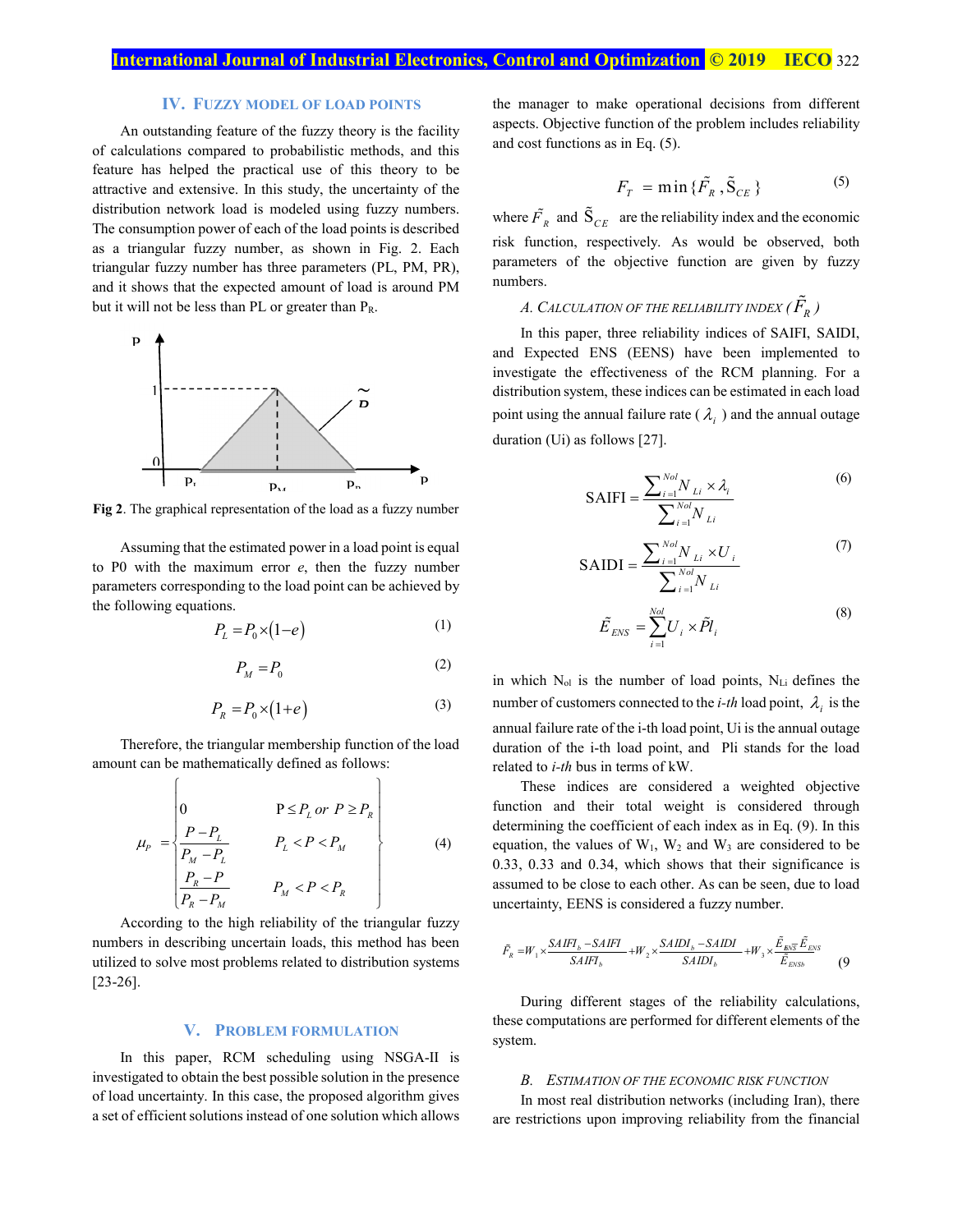## IV. Fuzzy Model of Load Points

An outstanding feature of the fuzzy theory is the facility of calculations compared to probabilistic methods, and this feature has helped the practical use of this theory to be attractive and extensive. In this study, the uncertainty of the distribution network load is modeled using fuzzy numbers. The consumption power of each of the load points is described as a triangular fuzzy number, as shown in Fig. 2. Each triangular fuzzy number has three parameters (PL, PM, PR), and it shows that the expected amount of load is around PM but it will not be less than PL or greater than $P_R$.

**Fig 2**. The graphical representation of the load as a fuzzy number

Assuming that the estimated power in a load point is equal to P0 with the maximum error *e*, then the fuzzy number parameters corresponding to the load point can be achieved by the following equations.

$$P_L = P_0 \times (1-e) \tag{1}$$

$$P_M = P_0 \tag{2}$$

$$P_R = P_0 \times (1+e) \tag{3}$$

Therefore, the triangular membership function of the load amount can be mathematically defined as follows:

$$\mu_P = \begin{cases} 0 & P \le P_L \text{ or } P \ge P_R \\ \dfrac{P-P_L}{P_M-P_L} & P_L < P < P_M \\ \dfrac{P_R-P}{P_R-P_M} & P_M < P < P_R \end{cases} \tag{4}$$

According to the high reliability of the triangular fuzzy numbers in describing uncertain loads, this method has been utilized to solve most problems related to distribution systems [23-26].

## V. Problem Formulation

In this paper, RCM scheduling using NSGA-II is investigated to obtain the best possible solution in the presence of load uncertainty. In this case, the proposed algorithm gives a set of efficient solutions instead of one solution which allows the manager to make operational decisions from different aspects. Objective function of the problem includes reliability and cost functions as in Eq. (5).

$$F_T = \min\{\tilde{F}_R, \tilde{S}_{CE}\} \tag{5}$$

where $\tilde{F}_R$ and $\tilde{S}_{CE}$ are the reliability index and the economic risk function, respectively. As would be observed, both parameters of the objective function are given by fuzzy numbers.

### A. Calculation of the Reliability Index ($\tilde{F}_R$)

In this paper, three reliability indices of SAIFI, SAIDI, and Expected ENS (EENS) have been implemented to investigate the effectiveness of the RCM planning. For a distribution system, these indices can be estimated in each load point using the annual failure rate ($\lambda_i$) and the annual outage duration (Ui) as follows [27].

$$\text{SAIFI} = \frac{\sum_{i=1}^{Nol} N_{Li} \times \lambda_i}{\sum_{i=1}^{Nol} N_{Li}} \tag{6}$$

$$\text{SAIDI} = \frac{\sum_{i=1}^{Nol} N_{Li} \times U_i}{\sum_{i=1}^{Nol} N_{Li}} \tag{7}$$

$$\tilde{E}_{ENS} = \sum_{i=1}^{Nol} U_i \times \tilde{P}l_i \tag{8}$$

in which $N_{ol}$ is the number of load points, $N_{Li}$ defines the number of customers connected to the *i-th* load point, $\lambda_i$ is the annual failure rate of the i-th load point, Ui is the annual outage duration of the i-th load point, and Pli stands for the load related to *i-th* bus in terms of kW.

These indices are considered a weighted objective function and their total weight is considered through determining the coefficient of each index as in Eq. (9). In this equation, the values of $W_1$, $W_2$ and $W_3$ are considered to be 0.33, 0.33 and 0.34, which shows that their significance is assumed to be close to each other. As can be seen, due to load uncertainty, EENS is considered a fuzzy number.

$$\tilde{F}_R = W_1 \times \frac{SAIFI_b - SAIFI}{SAIFI_b} + W_2 \times \frac{SAIDI_b - SAIDI}{SAIDI_b} + W_3 \times \frac{\tilde{E}_{ENSb} - \tilde{E}_{ENS}}{\tilde{E}_{ENSb}} \tag{9}$$

During different stages of the reliability calculations, these computations are performed for different elements of the system.

### B. Estimation of the Economic Risk Function

In most real distribution networks (including Iran), there are restrictions upon improving reliability from the financial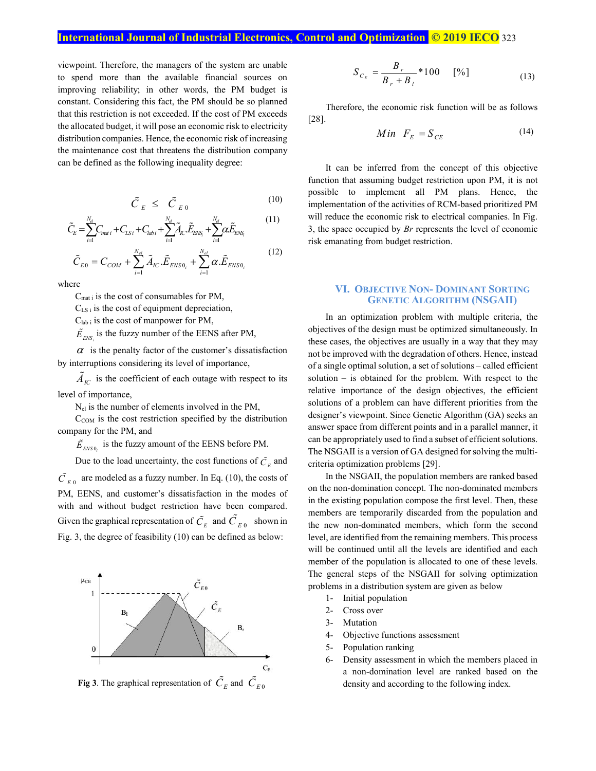viewpoint. Therefore, the managers of the system are unable to spend more than the available financial sources on improving reliability; in other words, the PM budget is constant. Considering this fact, the PM should be so planned that this restriction is not exceeded. If the cost of PM exceeds the allocated budget, it will pose an economic risk to electricity distribution companies. Hence, the economic risk of increasing the maintenance cost that threatens the distribution company can be defined as the following inequality degree:

$$\tilde{C}_E \leq \tilde{C}_{E0} \tag{10}$$

$$\tilde{C}_E = \sum_{i=1}^{N_{el}} C_{mat\,i} + C_{LS\,i} + C_{lab\,i} + \sum_{i=1}^{N_{el}} \tilde{A}_{IC}.\tilde{E}_{ENS_i} + \sum_{i=1}^{N_{el}} \alpha.\tilde{E}_{ENS_i} \tag{11}$$

$$\tilde{C}_{E0} = C_{COM} + \sum_{i=1}^{N_{el}} \tilde{A}_{IC}.\tilde{E}_{ENS0_i} + \sum_{i=1}^{N_{el}} \alpha.\tilde{E}_{ENS0_i} \tag{12}$$

where

$C_{mat\,i}$ is the cost of consumables for PM,

$C_{LS\,i}$ is the cost of equipment depreciation,

$C_{lab\,i}$ is the cost of manpower for PM,

$\tilde{E}_{ENS_i}$ is the fuzzy number of the EENS after PM,

$\alpha$ is the penalty factor of the customer's dissatisfaction by interruptions considering its level of importance,

$\tilde{A}_{IC}$ is the coefficient of each outage with respect to its level of importance,

$N_{el}$ is the number of elements involved in the PM,

$C_{COM}$ is the cost restriction specified by the distribution company for the PM, and

$\tilde{E}_{ENS0_i}$ is the fuzzy amount of the EENS before PM.

Due to the load uncertainty, the cost functions of $\tilde{C}_E$ and $\tilde{C}_{E0}$ are modeled as a fuzzy number. In Eq. (10), the costs of PM, EENS, and customer's dissatisfaction in the modes of with and without budget restriction have been compared. Given the graphical representation of $\tilde{C}_E$ and $\tilde{C}_{E0}$ shown in Fig. 3, the degree of feasibility (10) can be defined as below:

**Fig 3**. The graphical representation of $\tilde{C}_E$ and $\tilde{C}_{E0}$

$$S_{C_E} = \frac{B_r}{B_r + B_l} * 100 \quad [\%] \tag{13}$$

Therefore, the economic risk function will be as follows [28].

$$Min \;\; F_E = S_{CE} \tag{14}$$

It can be inferred from the concept of this objective function that assuming budget restriction upon PM, it is not possible to implement all PM plans. Hence, the implementation of the activities of RCM-based prioritized PM will reduce the economic risk to electrical companies. In Fig. 3, the space occupied by *Br* represents the level of economic risk emanating from budget restriction.

## VI. Objective Non- Dominant Sorting Genetic Algorithm (NSGAII)

In an optimization problem with multiple criteria, the objectives of the design must be optimized simultaneously. In these cases, the objectives are usually in a way that they may not be improved with the degradation of others. Hence, instead of a single optimal solution, a set of solutions – called efficient solution – is obtained for the problem. With respect to the relative importance of the design objectives, the efficient solutions of a problem can have different priorities from the designer's viewpoint. Since Genetic Algorithm (GA) seeks an answer space from different points and in a parallel manner, it can be appropriately used to find a subset of efficient solutions. The NSGAII is a version of GA designed for solving the multi-criteria optimization problems [29].

In the NSGAII, the population members are ranked based on the non-domination concept. The non-dominated members in the existing population compose the first level. Then, these members are temporarily discarded from the population and the new non-dominated members, which form the second level, are identified from the remaining members. This process will be continued until all the levels are identified and each member of the population is allocated to one of these levels. The general steps of the NSGAII for solving optimization problems in a distribution system are given as below

1- Initial population
2- Cross over
3- Mutation
4- Objective functions assessment
5- Population ranking
6- Density assessment in which the members placed in a non-domination level are ranked based on the density and according to the following index.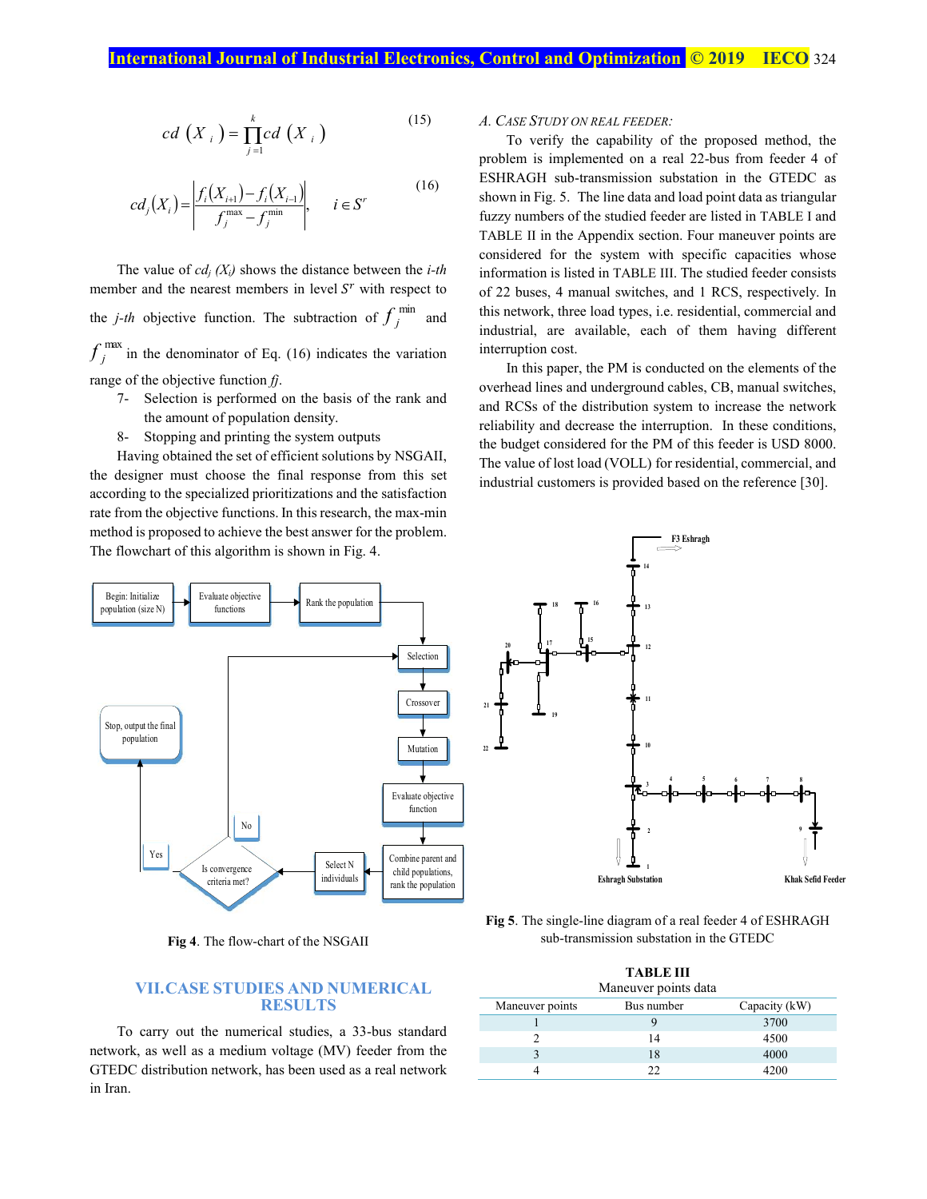$$cd(X_i) = \prod_{j=1}^{k} cd(X_i) \tag{15}$$

$$cd_j(X_i) = \left| \frac{f_i(X_{i+1}) - f_i(X_{i-1})}{f_j^{\max} - f_j^{\min}} \right|, \quad i \in S^r \tag{16}$$

The value of $cd_j(X_i)$ shows the distance between the *i-th* member and the nearest members in level $S^r$ with respect to the *j-th* objective function. The subtraction of $f_j^{\min}$ and $f_j^{\max}$ in the denominator of Eq. (16) indicates the variation range of the objective function *fj*.

7- Selection is performed on the basis of the rank and the amount of population density.

8- Stopping and printing the system outputs

Having obtained the set of efficient solutions by NSGAII, the designer must choose the final response from this set according to the specialized prioritizations and the satisfaction rate from the objective functions. In this research, the max-min method is proposed to achieve the best answer for the problem. The flowchart of this algorithm is shown in Fig. 4.

**Fig 4**. The flow-chart of the NSGAII

## VII. CASE STUDIES AND NUMERICAL RESULTS

To carry out the numerical studies, a 33-bus standard network, as well as a medium voltage (MV) feeder from the GTEDC distribution network, has been used as a real network in Iran.

### A. Case Study on Real Feeder:

To verify the capability of the proposed method, the problem is implemented on a real 22-bus from feeder 4 of ESHRAGH sub-transmission substation in the GTEDC as shown in Fig. 5. The line data and load point data as triangular fuzzy numbers of the studied feeder are listed in TABLE I and TABLE II in the Appendix section. Four maneuver points are considered for the system with specific capacities whose information is listed in TABLE III. The studied feeder consists of 22 buses, 4 manual switches, and 1 RCS, respectively. In this network, three load types, i.e. residential, commercial and industrial, are available, each of them having different interruption cost.

In this paper, the PM is conducted on the elements of the overhead lines and underground cables, CB, manual switches, and RCSs of the distribution system to increase the network reliability and decrease the interruption. In these conditions, the budget considered for the PM of this feeder is USD 8000. The value of lost load (VOLL) for residential, commercial, and industrial customers is provided based on the reference [30].

**Fig 5**. The single-line diagram of a real feeder 4 of ESHRAGH sub-transmission substation in the GTEDC

**TABLE III**
Maneuver points data

| Maneuver points | Bus number | Capacity (kW) |
|---|---|---|
| 1 | 9 | 3700 |
| 2 | 14 | 4500 |
| 3 | 18 | 4000 |
| 4 | 22 | 4200 |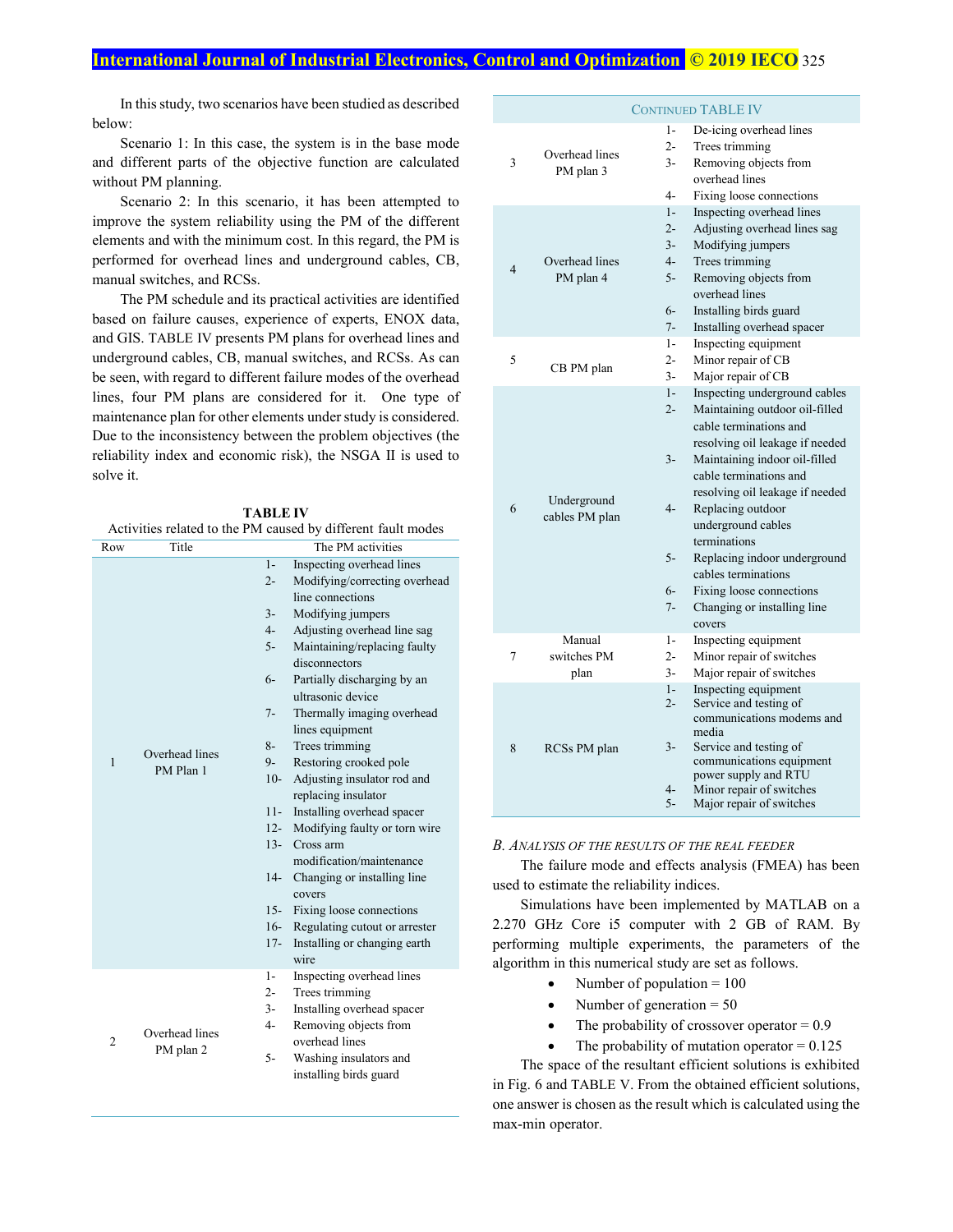In this study, two scenarios have been studied as described below:

Scenario 1: In this case, the system is in the base mode and different parts of the objective function are calculated without PM planning.

Scenario 2: In this scenario, it has been attempted to improve the system reliability using the PM of the different elements and with the minimum cost. In this regard, the PM is performed for overhead lines and underground cables, CB, manual switches, and RCSs.

The PM schedule and its practical activities are identified based on failure causes, experience of experts, ENOX data, and GIS. TABLE IV presents PM plans for overhead lines and underground cables, CB, manual switches, and RCSs. As can be seen, with regard to different failure modes of the overhead lines, four PM plans are considered for it. One type of maintenance plan for other elements under study is considered. Due to the inconsistency between the problem objectives (the reliability index and economic risk), the NSGA II is used to solve it.

**TABLE IV**

Activities related to the PM caused by different fault modes

| Row | Title | The PM activities |
|---|---|---|
| 1 | Overhead lines PM Plan 1 | 1- Inspecting overhead lines<br>2- Modifying/correcting overhead line connections<br>3- Modifying jumpers<br>4- Adjusting overhead line sag<br>5- Maintaining/replacing faulty disconnectors<br>6- Partially discharging by an ultrasonic device<br>7- Thermally imaging overhead lines equipment<br>8- Trees trimming<br>9- Restoring crooked pole<br>10- Adjusting insulator rod and replacing insulator<br>11- Installing overhead spacer<br>12- Modifying faulty or torn wire<br>13- Cross arm modification/maintenance<br>14- Changing or installing line covers<br>15- Fixing loose connections<br>16- Regulating cutout or arrester<br>17- Installing or changing earth wire |
| 2 | Overhead lines PM plan 2 | 1- Inspecting overhead lines<br>2- Trees trimming<br>3- Installing overhead spacer<br>4- Removing objects from overhead lines<br>5- Washing insulators and installing birds guard |
| 3 | Overhead lines PM plan 3 | 1- De-icing overhead lines<br>2- Trees trimming<br>3- Removing objects from overhead lines<br>4- Fixing loose connections |
| 4 | Overhead lines PM plan 4 | 1- Inspecting overhead lines<br>2- Adjusting overhead lines sag<br>3- Modifying jumpers<br>4- Trees trimming<br>5- Removing objects from overhead lines<br>6- Installing birds guard<br>7- Installing overhead spacer |
| 5 | CB PM plan | 1- Inspecting equipment<br>2- Minor repair of CB<br>3- Major repair of CB |
| 6 | Underground cables PM plan | 1- Inspecting underground cables<br>2- Maintaining outdoor oil-filled cable terminations and resolving oil leakage if needed<br>3- Maintaining indoor oil-filled cable terminations and resolving oil leakage if needed<br>4- Replacing outdoor underground cables terminations<br>5- Replacing indoor underground cables terminations<br>6- Fixing loose connections<br>7- Changing or installing line covers |
| 7 | Manual switches PM plan | 1- Inspecting equipment<br>2- Minor repair of switches<br>3- Major repair of switches |
| 8 | RCSs PM plan | 1- Inspecting equipment<br>2- Service and testing of communications modems and media<br>3- Service and testing of communications equipment power supply and RTU<br>4- Minor repair of switches<br>5- Major repair of switches |

### *B. Analysis of the Results of the Real Feeder*

The failure mode and effects analysis (FMEA) has been used to estimate the reliability indices.

Simulations have been implemented by MATLAB on a 2.270 GHz Core i5 computer with 2 GB of RAM. By performing multiple experiments, the parameters of the algorithm in this numerical study are set as follows.

- Number of population = 100
- Number of generation = 50
- The probability of crossover operator = 0.9
- The probability of mutation operator = 0.125

The space of the resultant efficient solutions is exhibited in Fig. 6 and TABLE V. From the obtained efficient solutions, one answer is chosen as the result which is calculated using the max-min operator.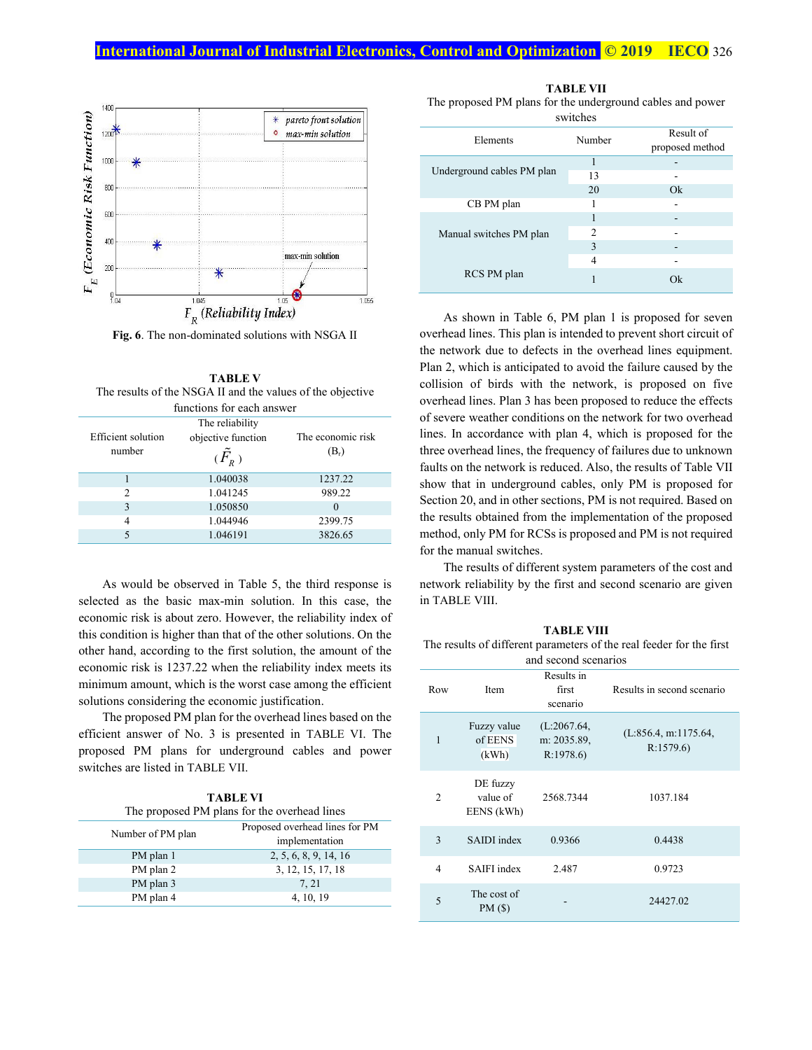Fig. 6. The non-dominated solutions with NSGA II

**TABLE V**
The results of the NSGA II and the values of the objective functions for each answer

| Efficient solution number | The reliability objective function ($\tilde{F}_R$) | The economic risk ($B_r$) |
|---|---|---|
| 1 | 1.040038 | 1237.22 |
| 2 | 1.041245 | 989.22 |
| 3 | 1.050850 | 0 |
| 4 | 1.044946 | 2399.75 |
| 5 | 1.046191 | 3826.65 |

As would be observed in Table 5, the third response is selected as the basic max-min solution. In this case, the economic risk is about zero. However, the reliability index of this condition is higher than that of the other solutions. On the other hand, according to the first solution, the amount of the economic risk is 1237.22 when the reliability index meets its minimum amount, which is the worst case among the efficient solutions considering the economic justification.

The proposed PM plan for the overhead lines based on the efficient answer of No. 3 is presented in TABLE VI. The proposed PM plans for underground cables and power switches are listed in TABLE VII.

**TABLE VI**
The proposed PM plans for the overhead lines

| Number of PM plan | Proposed overhead lines for PM implementation |
|---|---|
| PM plan 1 | 2, 5, 6, 8, 9, 14, 16 |
| PM plan 2 | 3, 12, 15, 17, 18 |
| PM plan 3 | 7, 21 |
| PM plan 4 | 4, 10, 19 |

**TABLE VII**
The proposed PM plans for the underground cables and power switches

| Elements | Number | Result of proposed method |
|---|---|---|
| Underground cables PM plan | 1 | - |
| | 13 | - |
| | 20 | Ok |
| CB PM plan | 1 | - |
| Manual switches PM plan | 1 | - |
| | 2 | - |
| | 3 | - |
| | 4 | - |
| RCS PM plan | 1 | Ok |

As shown in Table 6, PM plan 1 is proposed for seven overhead lines. This plan is intended to prevent short circuit of the network due to defects in the overhead lines equipment. Plan 2, which is anticipated to avoid the failure caused by the collision of birds with the network, is proposed on five overhead lines. Plan 3 has been proposed to reduce the effects of severe weather conditions on the network for two overhead lines. In accordance with plan 4, which is proposed for the three overhead lines, the frequency of failures due to unknown faults on the network is reduced. Also, the results of Table VII show that in underground cables, only PM is proposed for Section 20, and in other sections, PM is not required. Based on the results obtained from the implementation of the proposed method, only PM for RCSs is proposed and PM is not required for the manual switches.

The results of different system parameters of the cost and network reliability by the first and second scenario are given in TABLE VIII.

**TABLE VIII**
The results of different parameters of the real feeder for the first and second scenarios

| Row | Item | Results in first scenario | Results in second scenario |
|---|---|---|---|
| 1 | Fuzzy value of EENS (kWh) | (L:2067.64, m: 2035.89, R:1978.6) | (L:856.4, m:1175.64, R:1579.6) |
| 2 | DE fuzzy value of EENS (kWh) | 2568.7344 | 1037.184 |
| 3 | SAIDI index | 0.9366 | 0.4438 |
| 4 | SAIFI index | 2.487 | 0.9723 |
| 5 | The cost of PM ($) | - | 24427.02 |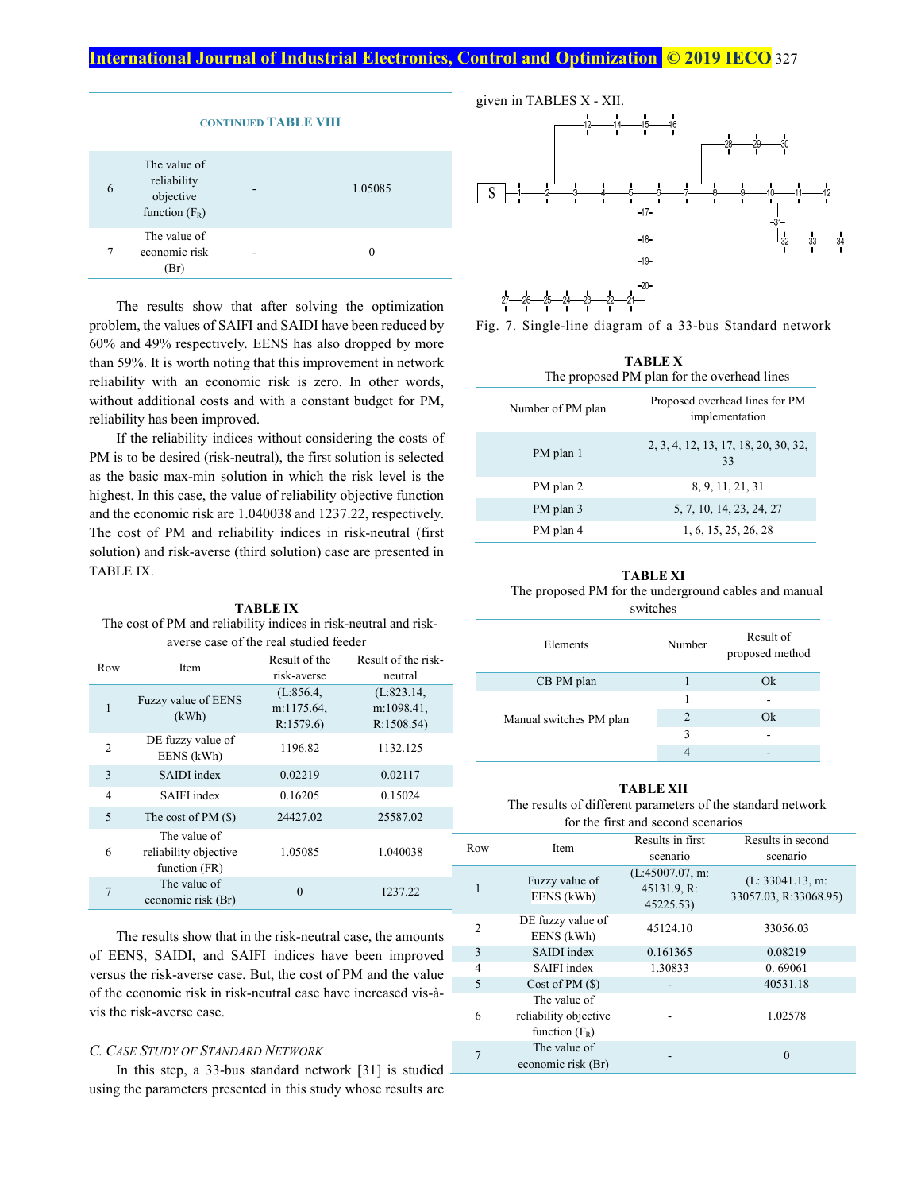**CONTINUED TABLE VIII**

| | | | |
|---|---|---|---|
| 6 | The value of reliability objective function ($F_R$) | - | 1.05085 |
| 7 | The value of economic risk (Br) | - | 0 |

The results show that after solving the optimization problem, the values of SAIFI and SAIDI have been reduced by 60% and 49% respectively. EENS has also dropped by more than 59%. It is worth noting that this improvement in network reliability with an economic risk is zero. In other words, without additional costs and with a constant budget for PM, reliability has been improved.

If the reliability indices without considering the costs of PM is to be desired (risk-neutral), the first solution is selected as the basic max-min solution in which the risk level is the highest. In this case, the value of reliability objective function and the economic risk are 1.040038 and 1237.22, respectively. The cost of PM and reliability indices in risk-neutral (first solution) and risk-averse (third solution) case are presented in TABLE IX.

**TABLE IX**
The cost of PM and reliability indices in risk-neutral and risk-averse case of the real studied feeder

| Row | Item | Result of the risk-averse | Result of the risk-neutral |
|---|---|---|---|
| 1 | Fuzzy value of EENS (kWh) | (L:856.4, m:1175.64, R:1579.6) | (L:823.14, m:1098.41, R:1508.54) |
| 2 | DE fuzzy value of EENS (kWh) | 1196.82 | 1132.125 |
| 3 | SAIDI index | 0.02219 | 0.02117 |
| 4 | SAIFI index | 0.16205 | 0.15024 |
| 5 | The cost of PM ($) | 24427.02 | 25587.02 |
| 6 | The value of reliability objective function (FR) | 1.05085 | 1.040038 |
| 7 | The value of economic risk (Br) | 0 | 1237.22 |

The results show that in the risk-neutral case, the amounts of EENS, SAIDI, and SAIFI indices have been improved versus the risk-averse case. But, the cost of PM and the value of the economic risk in risk-neutral case have increased vis-à-vis the risk-averse case.

### C. Case Study of Standard Network

In this step, a 33-bus standard network [31] is studied using the parameters presented in this study whose results are given in TABLES X - XII.

Fig. 7. Single-line diagram of a 33-bus Standard network

**TABLE X**
The proposed PM plan for the overhead lines

| Number of PM plan | Proposed overhead lines for PM implementation |
|---|---|
| PM plan 1 | 2, 3, 4, 12, 13, 17, 18, 20, 30, 32, 33 |
| PM plan 2 | 8, 9, 11, 21, 31 |
| PM plan 3 | 5, 7, 10, 14, 23, 24, 27 |
| PM plan 4 | 1, 6, 15, 25, 26, 28 |

**TABLE XI**
The proposed PM for the underground cables and manual switches

| Elements | Number | Result of proposed method |
|---|---|---|
| CB PM plan | 1 | Ok |
| Manual switches PM plan | 1 | - |
| | 2 | Ok |
| | 3 | - |
| | 4 | - |

**TABLE XII**
The results of different parameters of the standard network for the first and second scenarios

| Row | Item | Results in first scenario | Results in second scenario |
|---|---|---|---|
| 1 | Fuzzy value of EENS (kWh) | (L:45007.07, m: 45131.9, R: 45225.53) | (L: 33041.13, m: 33057.03, R:33068.95) |
| 2 | DE fuzzy value of EENS (kWh) | 45124.10 | 33056.03 |
| 3 | SAIDI index | 0.161365 | 0.08219 |
| 4 | SAIFI index | 1.30833 | 0. 69061 |
| 5 | Cost of PM ($) | - | 40531.18 |
| 6 | The value of reliability objective function ($F_R$) | - | 1.02578 |
| 7 | The value of economic risk (Br) | - | 0 |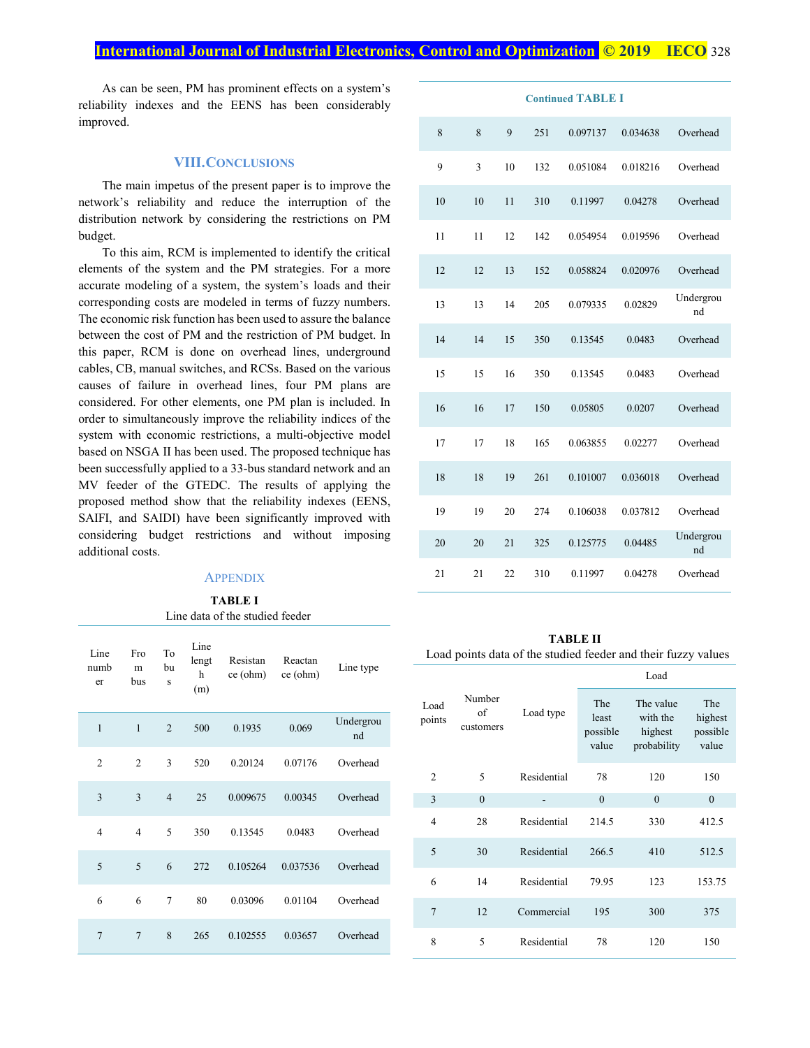As can be seen, PM has prominent effects on a system's reliability indexes and the EENS has been considerably improved.

## VIII. Conclusions

The main impetus of the present paper is to improve the network's reliability and reduce the interruption of the distribution network by considering the restrictions on PM budget.

To this aim, RCM is implemented to identify the critical elements of the system and the PM strategies. For a more accurate modeling of a system, the system's loads and their corresponding costs are modeled in terms of fuzzy numbers. The economic risk function has been used to assure the balance between the cost of PM and the restriction of PM budget. In this paper, RCM is done on overhead lines, underground cables, CB, manual switches, and RCSs. Based on the various causes of failure in overhead lines, four PM plans are considered. For other elements, one PM plan is included. In order to simultaneously improve the reliability indices of the system with economic restrictions, a multi-objective model based on NSGA II has been used. The proposed technique has been successfully applied to a 33-bus standard network and an MV feeder of the GTEDC. The results of applying the proposed method show that the reliability indexes (EENS, SAIFI, and SAIDI) have been significantly improved with considering budget restrictions and without imposing additional costs.

## Appendix

**TABLE I**
Line data of the studied feeder

| Line number | From bus | To bus | Line length (m) | Resistance (ohm) | Reactance (ohm) | Line type |
|---|---|---|---|---|---|---|
| 1 | 1 | 2 | 500 | 0.1935 | 0.069 | Underground |
| 2 | 2 | 3 | 520 | 0.20124 | 0.07176 | Overhead |
| 3 | 3 | 4 | 25 | 0.009675 | 0.00345 | Overhead |
| 4 | 4 | 5 | 350 | 0.13545 | 0.0483 | Overhead |
| 5 | 5 | 6 | 272 | 0.105264 | 0.037536 | Overhead |
| 6 | 6 | 7 | 80 | 0.03096 | 0.01104 | Overhead |
| 7 | 7 | 8 | 265 | 0.102555 | 0.03657 | Overhead |
| 8 | 8 | 9 | 251 | 0.097137 | 0.034638 | Overhead |
| 9 | 3 | 10 | 132 | 0.051084 | 0.018216 | Overhead |
| 10 | 10 | 11 | 310 | 0.11997 | 0.04278 | Overhead |
| 11 | 11 | 12 | 142 | 0.054954 | 0.019596 | Overhead |
| 12 | 12 | 13 | 152 | 0.058824 | 0.020976 | Overhead |
| 13 | 13 | 14 | 205 | 0.079335 | 0.02829 | Underground |
| 14 | 14 | 15 | 350 | 0.13545 | 0.0483 | Overhead |
| 15 | 15 | 16 | 350 | 0.13545 | 0.0483 | Overhead |
| 16 | 16 | 17 | 150 | 0.05805 | 0.0207 | Overhead |
| 17 | 17 | 18 | 165 | 0.063855 | 0.02277 | Overhead |
| 18 | 18 | 19 | 261 | 0.101007 | 0.036018 | Overhead |
| 19 | 19 | 20 | 274 | 0.106038 | 0.037812 | Overhead |
| 20 | 20 | 21 | 325 | 0.125775 | 0.04485 | Underground |
| 21 | 21 | 22 | 310 | 0.11997 | 0.04278 | Overhead |

**TABLE II**
Load points data of the studied feeder and their fuzzy values

| Load points | Number of customers | Load type | Load | | |
|---|---|---|---|---|---|
| | | | The least possible value | The value with the highest probability | The highest possible value |
| 2 | 5 | Residential | 78 | 120 | 150 |
| 3 | 0 | - | 0 | 0 | 0 |
| 4 | 28 | Residential | 214.5 | 330 | 412.5 |
| 5 | 30 | Residential | 266.5 | 410 | 512.5 |
| 6 | 14 | Residential | 79.95 | 123 | 153.75 |
| 7 | 12 | Commercial | 195 | 300 | 375 |
| 8 | 5 | Residential | 78 | 120 | 150 |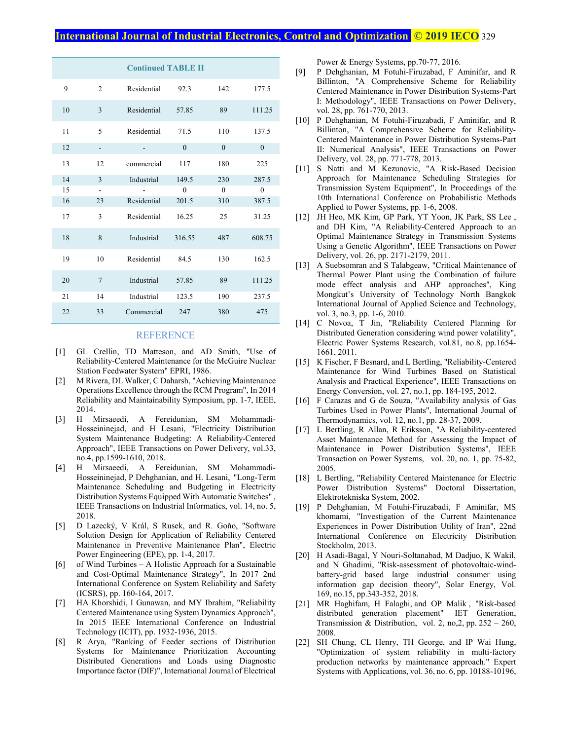**Continued TABLE II**

| | | | | | |
|---|---|---|---|---|---|
| 9 | 2 | Residential | 92.3 | 142 | 177.5 |
| 10 | 3 | Residential | 57.85 | 89 | 111.25 |
| 11 | 5 | Residential | 71.5 | 110 | 137.5 |
| 12 | - | - | 0 | 0 | 0 |
| 13 | 12 | commercial | 117 | 180 | 225 |
| 14 | 3 | Industrial | 149.5 | 230 | 287.5 |
| 15 | - | - | 0 | 0 | 0 |
| 16 | 23 | Residential | 201.5 | 310 | 387.5 |
| 17 | 3 | Residential | 16.25 | 25 | 31.25 |
| 18 | 8 | Industrial | 316.55 | 487 | 608.75 |
| 19 | 10 | Residential | 84.5 | 130 | 162.5 |
| 20 | 7 | Industrial | 57.85 | 89 | 111.25 |
| 21 | 14 | Industrial | 123.5 | 190 | 237.5 |
| 22 | 33 | Commercial | 247 | 380 | 475 |

## REFERENCE

[1] GL Crellin, TD Matteson, and AD Smith, "Use of Reliability-Centered Maintenance for the McGuire Nuclear Station Feedwater System" EPRI, 1986.

[2] M Rivera, DL Walker, C Daharsh, "Achieving Maintenance Operations Excellence through the RCM Program", In 2014 Reliability and Maintainability Symposium, pp. 1-7, IEEE, 2014.

[3] H Mirsaeedi, A Fereidunian, SM Mohammadi-Hosseininejad, and H Lesani, "Electricity Distribution System Maintenance Budgeting: A Reliability-Centered Approach", IEEE Transactions on Power Delivery, vol.33, no.4, pp.1599-1610, 2018.

[4] H Mirsaeedi, A Fereidunian, SM Mohammadi-Hosseininejad, P Dehghanian, and H. Lesani, "Long-Term Maintenance Scheduling and Budgeting in Electricity Distribution Systems Equipped With Automatic Switches" , IEEE Transactions on Industrial Informatics, vol. 14, no. 5, 2018.

[5] D Lazecký, V Král, S Rusek, and R. Goňo, "Software Solution Design for Application of Reliability Centered Maintenance in Preventive Maintenance Plan", Electric Power Engineering (EPE), pp. 1-4, 2017.

[6] of Wind Turbines – A Holistic Approach for a Sustainable and Cost-Optimal Maintenance Strategy", In 2017 2nd International Conference on System Reliability and Safety (ICSRS), pp. 160-164, 2017.

[7] HA Khorshidi, I Gunawan, and MY Ibrahim, "Reliability Centered Maintenance using System Dynamics Approach", In 2015 IEEE International Conference on Industrial Technology (ICIT), pp. 1932-1936, 2015.

[8] R Arya, "Ranking of Feeder sections of Distribution Systems for Maintenance Prioritization Accounting Distributed Generations and Loads using Diagnostic Importance factor (DIF)", International Journal of Electrical Power & Energy Systems, pp.70-77, 2016.

[9] P Dehghanian, M Fotuhi-Firuzabad, F Aminifar, and R Billinton, "A Comprehensive Scheme for Reliability Centered Maintenance in Power Distribution Systems-Part I: Methodology", IEEE Transactions on Power Delivery, vol. 28, pp. 761-770, 2013.

[10] P Dehghanian, M Fotuhi-Firuzabadi, F Aminifar, and R Billinton, "A Comprehensive Scheme for Reliability-Centered Maintenance in Power Distribution Systems-Part II: Numerical Analysis", IEEE Transactions on Power Delivery, vol. 28, pp. 771-778, 2013.

[11] S Natti and M Kezunovic, "A Risk-Based Decision Approach for Maintenance Scheduling Strategies for Transmission System Equipment", In Proceedings of the 10th International Conference on Probabilistic Methods Applied to Power Systems, pp. 1-6, 2008.

[12] JH Heo, MK Kim, GP Park, YT Yoon, JK Park, SS Lee , and DH Kim, "A Reliability-Centered Approach to an Optimal Maintenance Strategy in Transmission Systems Using a Genetic Algorithm", IEEE Transactions on Power Delivery, vol. 26, pp. 2171-2179, 2011.

[13] A Suebsomran and S Talabgeaw, "Critical Maintenance of Thermal Power Plant using the Combination of failure mode effect analysis and AHP approaches", King Mongkut's University of Technology North Bangkok International Journal of Applied Science and Technology, vol. 3, no.3, pp. 1-6, 2010.

[14] C Novoa, T Jin, "Reliability Centered Planning for Distributed Generation considering wind power volatility", Electric Power Systems Research, vol.81, no.8, pp.1654-1661, 2011.

[15] K Fischer, F Besnard, and L Bertling, "Reliability-Centered Maintenance for Wind Turbines Based on Statistical Analysis and Practical Experience", IEEE Transactions on Energy Conversion, vol. 27, no.1, pp. 184-195, 2012.

[16] F Carazas and G de Souza, "Availability analysis of Gas Turbines Used in Power Plants", International Journal of Thermodynamics, vol. 12, no.1, pp. 28-37, 2009.

[17] L Bertling, R Allan, R Eriksson, "A Reliability-centered Asset Maintenance Method for Assessing the Impact of Maintenance in Power Distribution Systems", IEEE Transaction on Power Systems, vol. 20, no. 1, pp. 75-82, 2005.

[18] L Bertling, "Reliability Centered Maintenance for Electric Power Distribution Systems" Doctoral Dissertation, Elektrotekniska System, 2002.

[19] P Dehghanian, M Fotuhi-Firuzabadi, F Aminifar, MS khomami, "Investigation of the Current Maintenance Experiences in Power Distribution Utility of Iran", 22nd International Conference on Electricity Distribution Stockholm, 2013.

[20] H Asadi-Bagal, Y Nouri-Soltanabad, M Dadjuo, K Wakil, and N Ghadimi, "Risk-assessment of photovoltaic-wind-battery-grid based large industrial consumer using information gap decision theory", Solar Energy, Vol. 169, no.15, pp.343-352, 2018.

[21] MR Haghifam, H Falaghi, and OP Malik , "Risk-based distributed generation placement" IET Generation, Transmission & Distribution, vol. 2, no,2, pp. 252 – 260, 2008.

[22] SH Chung, CL Henry, TH George, and IP Wai Hung, "Optimization of system reliability in multi-factory production networks by maintenance approach." Expert Systems with Applications, vol. 36, no. 6, pp. 10188-10196,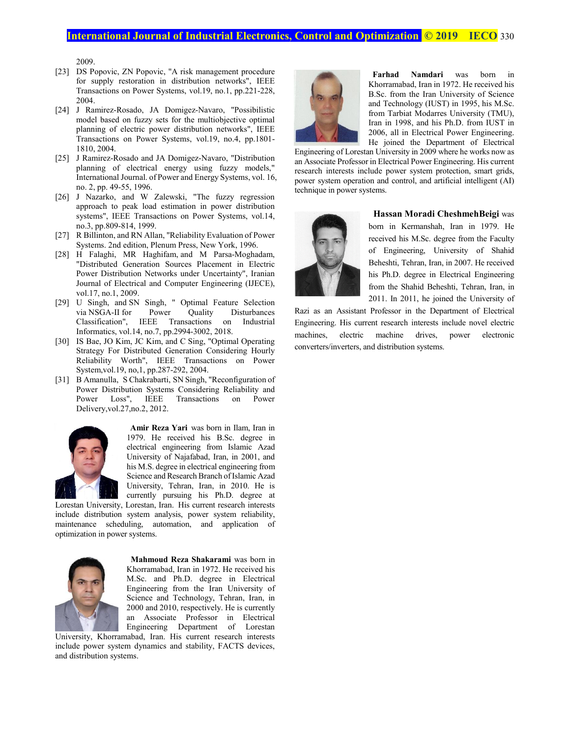2009.

[23] DS Popovic, ZN Popovic, "A risk management procedure for supply restoration in distribution networks", IEEE Transactions on Power Systems, vol.19, no.1, pp.221-228, 2004.

[24] J Ramirez-Rosado, JA Domigez-Navaro, "Possibilistic model based on fuzzy sets for the multiobjective optimal planning of electric power distribution networks", IEEE Transactions on Power Systems, vol.19, no.4, pp.1801-1810, 2004.

[25] J Ramirez-Rosado and JA Domigez-Navaro, "Distribution planning of electrical energy using fuzzy models," International Journal. of Power and Energy Systems, vol. 16, no. 2, pp. 49-55, 1996.

[26] J Nazarko, and W Zalewski, "The fuzzy regression approach to peak load estimation in power distribution systems", IEEE Transactions on Power Systems, vol.14, no.3, pp.809-814, 1999.

[27] R Billinton, and RN Allan, "Reliability Evaluation of Power Systems. 2nd edition, Plenum Press, New York, 1996.

[28] H Falaghi, MR Haghifam, and M Parsa-Moghadam, "Distributed Generation Sources Placement in Electric Power Distribution Networks under Uncertainty", Iranian Journal of Electrical and Computer Engineering (IJECE), vol.17, no.1, 2009.

[29] U Singh, and SN Singh, " Optimal Feature Selection via NSGA-II for Power Quality Disturbances Classification", IEEE Transactions on Industrial Informatics, vol.14, no.7, pp.2994-3002, 2018.

[30] IS Bae, JO Kim, JC Kim, and C Sing, "Optimal Operating Strategy For Distributed Generation Considering Hourly Reliability Worth", IEEE Transactions on Power System,vol.19, no,1, pp.287-292, 2004.

[31] B Amanulla, S Chakrabarti, SN Singh, "Reconfiguration of Power Distribution Systems Considering Reliability and Power Loss", IEEE Transactions on Power Delivery,vol.27,no.2, 2012.

**Amir Reza Yari** was born in Ilam, Iran in 1979. He received his B.Sc. degree in electrical engineering from Islamic Azad University of Najafabad, Iran, in 2001, and his M.S. degree in electrical engineering from Science and Research Branch of Islamic Azad University, Tehran, Iran, in 2010. He is currently pursuing his Ph.D. degree at Lorestan University, Lorestan, Iran. His current research interests include distribution system analysis, power system reliability, maintenance scheduling, automation, and application of optimization in power systems.

**Mahmoud Reza Shakarami** was born in Khorramabad, Iran in 1972. He received his M.Sc. and Ph.D. degree in Electrical Engineering from the Iran University of Science and Technology, Tehran, Iran, in 2000 and 2010, respectively. He is currently an Associate Professor in Electrical Engineering Department of Lorestan University, Khorramabad, Iran. His current research interests include power system dynamics and stability, FACTS devices, and distribution systems.

**Farhad Namdari** was born in Khorramabad, Iran in 1972. He received his B.Sc. from the Iran University of Science and Technology (IUST) in 1995, his M.Sc. from Tarbiat Modarres University (TMU), Iran in 1998, and his Ph.D. from IUST in 2006, all in Electrical Power Engineering. He joined the Department of Electrical Engineering of Lorestan University in 2009 where he works now as an Associate Professor in Electrical Power Engineering. His current research interests include power system protection, smart grids, power system operation and control, and artificial intelligent (AI) technique in power systems.

**Hassan Moradi CheshmehBeigi** was born in Kermanshah, Iran in 1979. He received his M.Sc. degree from the Faculty of Engineering, University of Shahid Beheshti, Tehran, Iran, in 2007. He received his Ph.D. degree in Electrical Engineering from the Shahid Beheshti, Tehran, Iran, in 2011. In 2011, he joined the University of Razi as an Assistant Professor in the Department of Electrical Engineering. His current research interests include novel electric machines, electric machine drives, power electronic converters/inverters, and distribution systems.